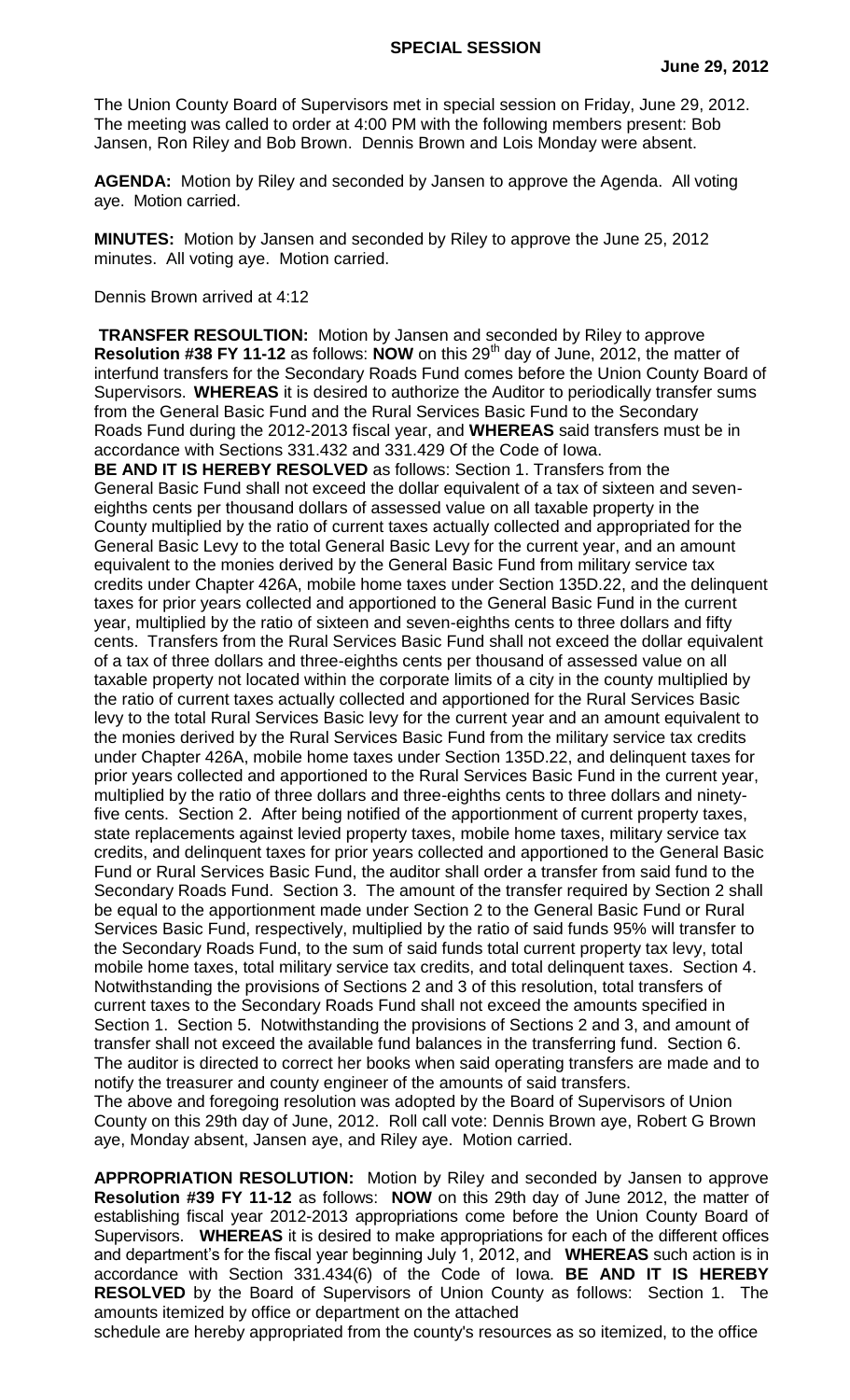# SPECIAL SESSION

**June 29, 2012**

The Union County Board of Supervisors met in special session on Friday, June 29, 2012. The meeting was called to order at 4:00 PM with the following members present: Bob Jansen, Ron Riley and Bob Brown. Dennis Brown and Lois Monday were absent.

**AGENDA:** Motion by Riley and seconded by Jansen to approve the Agenda. All voting aye. Motion carried.

**MINUTES:** Motion by Jansen and seconded by Riley to approve the June 25, 2012 minutes. All voting aye. Motion carried.

Dennis Brown arrived at 4:12

**TRANSFER RESOULTION:** Motion by Jansen and seconded by Riley to approve **Resolution #38 FY 11-12** as follows: **NOW** on this 29th day of June, 2012, the matter of interfund transfers for the Secondary Roads Fund comes before the Union County Board of Supervisors. **WHEREAS** it is desired to authorize the Auditor to periodically transfer sums from the General Basic Fund and the Rural Services Basic Fund to the Secondary Roads Fund during the 2012-2013 fiscal year, and **WHEREAS** said transfers must be in accordance with Sections 331.432 and 331.429 Of the Code of Iowa.

**BE AND IT IS HEREBY RESOLVED** as follows: Section 1. Transfers from the General Basic Fund shall not exceed the dollar equivalent of a tax of sixteen and seven-eighths cents per thousand dollars of assessed value on all taxable property in the County multiplied by the ratio of current taxes actually collected and appropriated for the General Basic Levy to the total General Basic Levy for the current year, and an amount equivalent to the monies derived by the General Basic Fund from military service tax credits under Chapter 426A, mobile home taxes under Section 135D.22, and the delinquent taxes for prior years collected and apportioned to the General Basic Fund in the current year, multiplied by the ratio of sixteen and seven-eighths cents to three dollars and fifty cents. Transfers from the Rural Services Basic Fund shall not exceed the dollar equivalent of a tax of three dollars and three-eighths cents per thousand of assessed value on all taxable property not located within the corporate limits of a city in the county multiplied by the ratio of current taxes actually collected and apportioned for the Rural Services Basic levy to the total Rural Services Basic levy for the current year and an amount equivalent to the monies derived by the Rural Services Basic Fund from the military service tax credits under Chapter 426A, mobile home taxes under Section 135D.22, and delinquent taxes for prior years collected and apportioned to the Rural Services Basic Fund in the current year, multiplied by the ratio of three dollars and three-eighths cents to three dollars and ninety-five cents. Section 2. After being notified of the apportionment of current property taxes, state replacements against levied property taxes, mobile home taxes, military service tax credits, and delinquent taxes for prior years collected and apportioned to the General Basic Fund or Rural Services Basic Fund, the auditor shall order a transfer from said fund to the Secondary Roads Fund. Section 3. The amount of the transfer required by Section 2 shall be equal to the apportionment made under Section 2 to the General Basic Fund or Rural Services Basic Fund, respectively, multiplied by the ratio of said funds 95% will transfer to the Secondary Roads Fund, to the sum of said funds total current property tax levy, total mobile home taxes, total military service tax credits, and total delinquent taxes. Section 4. Notwithstanding the provisions of Sections 2 and 3 of this resolution, total transfers of current taxes to the Secondary Roads Fund shall not exceed the amounts specified in Section 1. Section 5. Notwithstanding the provisions of Sections 2 and 3, and amount of transfer shall not exceed the available fund balances in the transferring fund. Section 6. The auditor is directed to correct her books when said operating transfers are made and to notify the treasurer and county engineer of the amounts of said transfers.

The above and foregoing resolution was adopted by the Board of Supervisors of Union County on this 29th day of June, 2012. Roll call vote: Dennis Brown aye, Robert G Brown aye, Monday absent, Jansen aye, and Riley aye. Motion carried.

**APPROPRIATION RESOLUTION:** Motion by Riley and seconded by Jansen to approve **Resolution #39 FY 11-12** as follows: **NOW** on this 29th day of June 2012, the matter of establishing fiscal year 2012-2013 appropriations come before the Union County Board of Supervisors. **WHEREAS** it is desired to make appropriations for each of the different offices and department's for the fiscal year beginning July 1, 2012, and **WHEREAS** such action is in accordance with Section 331.434(6) of the Code of Iowa. **BE AND IT IS HEREBY RESOLVED** by the Board of Supervisors of Union County as follows: Section 1. The amounts itemized by office or department on the attached schedule are hereby appropriated from the county's resources as so itemized, to the office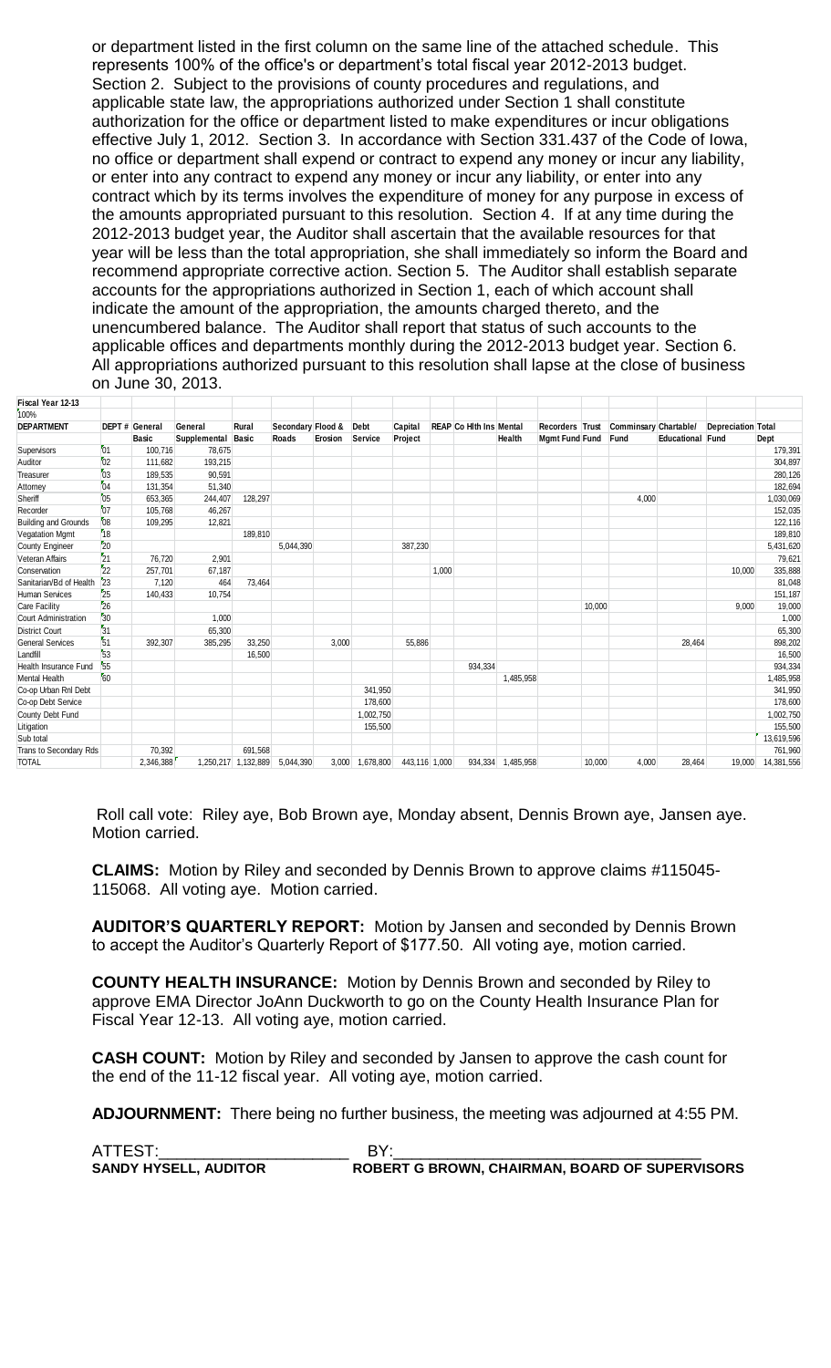or department listed in the first column on the same line of the attached schedule. This represents 100% of the office's or department's total fiscal year 2012-2013 budget. Section 2. Subject to the provisions of county procedures and regulations, and applicable state law, the appropriations authorized under Section 1 shall constitute authorization for the office or department listed to make expenditures or incur obligations effective July 1, 2012. Section 3. In accordance with Section 331.437 of the Code of Iowa, no office or department shall expend or contract to expend any money or incur any liability, or enter into any contract to expend any money or incur any liability, or enter into any contract which by its terms involves the expenditure of money for any purpose in excess of the amounts appropriated pursuant to this resolution. Section 4. If at any time during the 2012-2013 budget year, the Auditor shall ascertain that the available resources for that year will be less than the total appropriation, she shall immediately so inform the Board and recommend appropriate corrective action. Section 5. The Auditor shall establish separate accounts for the appropriations authorized in Section 1, each of which account shall indicate the amount of the appropriation, the amounts charged thereto, and the unencumbered balance. The Auditor shall report that status of such accounts to the applicable offices and departments monthly during the 2012-2013 budget year. Section 6. All appropriations authorized pursuant to this resolution shall lapse at the close of business on June 30, 2013.

Fiscal Year 12-13
100%

| DEPARTMENT | DEPT # | General Basic | General Supplemental | Rural Basic | Secondary Roads | Flood & Erosion | Debt Service | Capital Project | REAP | Co Hlth Ins | Mental Health | Recorders Mgmt Fund | Trust Fund | Comminsary Fund | Chartable/ Educational | Depreciation Fund | Total Dept |
|---|---|---|---|---|---|---|---|---|---|---|---|---|---|---|---|---|---|
| Supervisors | 01 | 100,716 | 78,675 | | | | | | | | | | | | | | 179,391 |
| Auditor | 02 | 111,682 | 193,215 | | | | | | | | | | | | | | 304,897 |
| Treasurer | 03 | 189,535 | 90,591 | | | | | | | | | | | | | | 280,126 |
| Attorney | 04 | 131,354 | 51,340 | | | | | | | | | | | | | | 182,694 |
| Sheriff | 05 | 653,365 | 244,407 | 128,297 | | | | | | | | | | 4,000 | | | 1,030,069 |
| Recorder | 07 | 105,768 | 46,267 | | | | | | | | | | | | | | 152,035 |
| Building and Grounds | 08 | 109,295 | 12,821 | | | | | | | | | | | | | | 122,116 |
| Vegatation Mgmt | 18 | | | 189,810 | | | | | | | | | | | | | 189,810 |
| County Engineer | 20 | | | | 5,044,390 | | | 387,230 | | | | | | | | | 5,431,620 |
| Veteran Affairs | 21 | 76,720 | 2,901 | | | | | | | | | | | | | | 79,621 |
| Conservation | 22 | 257,701 | 67,187 | | | | | | 1,000 | | | | | | | 10,000 | 335,888 |
| Sanitarian/Bd of Health | 23 | 7,120 | 464 | 73,464 | | | | | | | | | | | | | 81,048 |
| Human Services | 25 | 140,433 | 10,754 | | | | | | | | | | | | | | 151,187 |
| Care Facility | 26 | | | | | | | | | | | | 10,000 | | | 9,000 | 19,000 |
| Court Administration | 30 | | 1,000 | | | | | | | | | | | | | | 1,000 |
| District Court | 31 | | 65,300 | | | | | | | | | | | | | | 65,300 |
| General Services | 51 | 392,307 | 385,295 | 33,250 | | 3,000 | | 55,886 | | | | | | | 28,464 | | 898,202 |
| Landfill | 53 | | | 16,500 | | | | | | | | | | | | | 16,500 |
| Health Insurance Fund | 55 | | | | | | | | | 934,334 | | | | | | | 934,334 |
| Mental Health | 60 | | | | | | | | | | 1,485,958 | | | | | | 1,485,958 |
| Co-op Urban Rnl Debt | | | | | | | 341,950 | | | | | | | | | | 341,950 |
| Co-op Debt Service | | | | | | | 178,600 | | | | | | | | | | 178,600 |
| County Debt Fund | | | | | | | 1,002,750 | | | | | | | | | | 1,002,750 |
| Litigation | | | | | | | 155,500 | | | | | | | | | | 155,500 |
| Sub total | | | | | | | | | | | | | | | | | 13,619,596 |
| Trans to Secondary Rds | | 70,392 | | 691,568 | | | | | | | | | | | | | 761,960 |
| TOTAL | | 2,346,388 | 1,250,217 | 1,132,889 | 5,044,390 | 3,000 | 1,678,800 | 443,116 | 1,000 | 934,334 | 1,485,958 | | 10,000 | 4,000 | 28,464 | 19,000 | 14,381,556 |

Roll call vote: Riley aye, Bob Brown aye, Monday absent, Dennis Brown aye, Jansen aye. Motion carried.

**CLAIMS:** Motion by Riley and seconded by Dennis Brown to approve claims #115045-115068. All voting aye. Motion carried.

**AUDITOR'S QUARTERLY REPORT:** Motion by Jansen and seconded by Dennis Brown to accept the Auditor's Quarterly Report of $177.50. All voting aye, motion carried.

**COUNTY HEALTH INSURANCE:** Motion by Dennis Brown and seconded by Riley to approve EMA Director JoAnn Duckworth to go on the County Health Insurance Plan for Fiscal Year 12-13. All voting aye, motion carried.

**CASH COUNT:** Motion by Riley and seconded by Jansen to approve the cash count for the end of the 11-12 fiscal year. All voting aye, motion carried.

**ADJOURNMENT:** There being no further business, the meeting was adjourned at 4:55 PM.

ATTEST:\_\_\_\_\_\_\_\_\_\_\_\_\_\_\_\_\_\_\_\_\_\_ BY:\_\_\_\_\_\_\_\_\_\_\_\_\_\_\_\_\_\_\_\_\_\_\_\_\_\_\_\_\_\_\_\_\_\_\_\_

**SANDY HYSELL, AUDITOR** **ROBERT G BROWN, CHAIRMAN, BOARD OF SUPERVISORS**